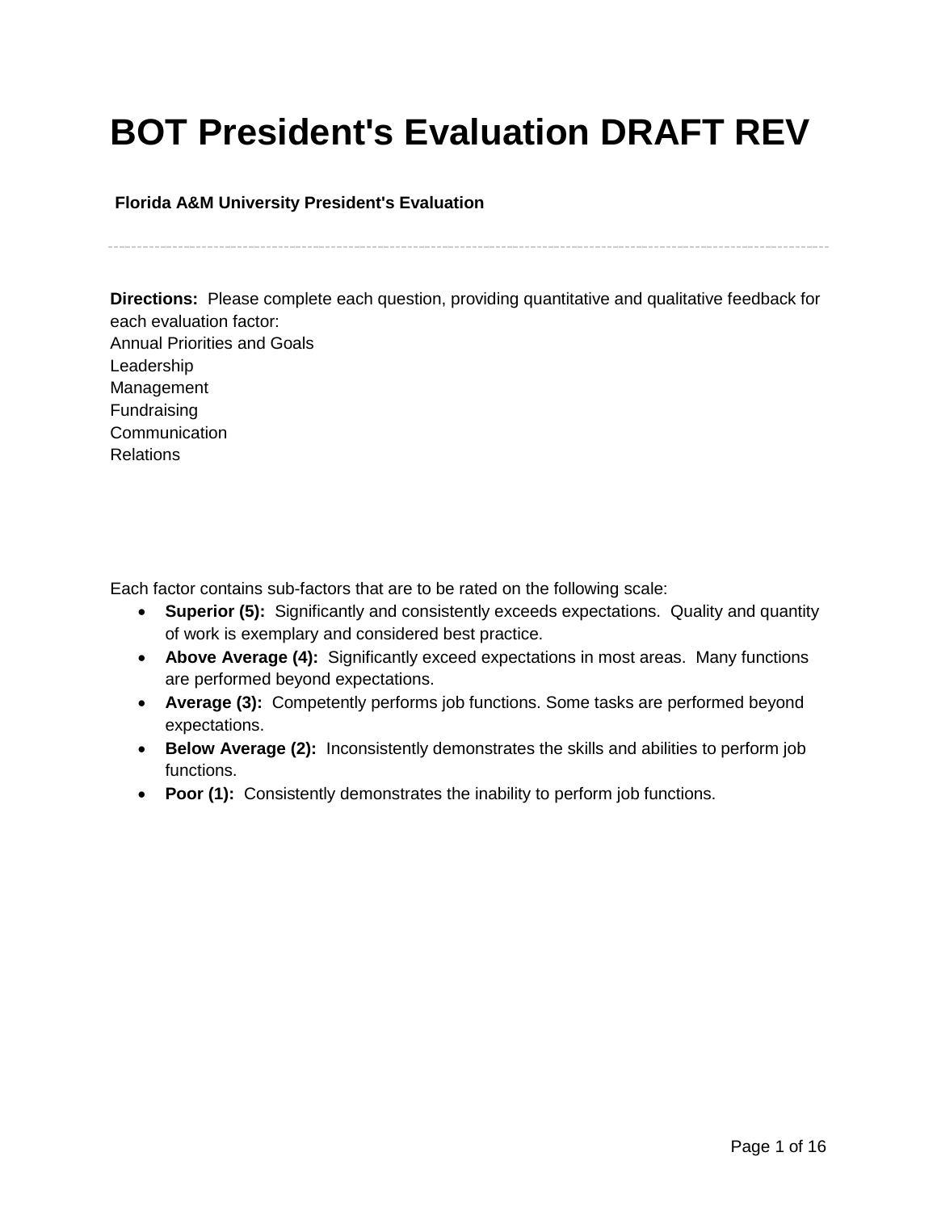# BOT President's Evaluation DRAFT REV

**Florida A&M University President's Evaluation**

---

**Directions:** Please complete each question, providing quantitative and qualitative feedback for each evaluation factor:
Annual Priorities and Goals
Leadership
Management
Fundraising
Communication
Relations

Each factor contains sub-factors that are to be rated on the following scale:

- **Superior (5):** Significantly and consistently exceeds expectations. Quality and quantity of work is exemplary and considered best practice.
- **Above Average (4):** Significantly exceed expectations in most areas. Many functions are performed beyond expectations.
- **Average (3):** Competently performs job functions. Some tasks are performed beyond expectations.
- **Below Average (2):** Inconsistently demonstrates the skills and abilities to perform job functions.
- **Poor (1):** Consistently demonstrates the inability to perform job functions.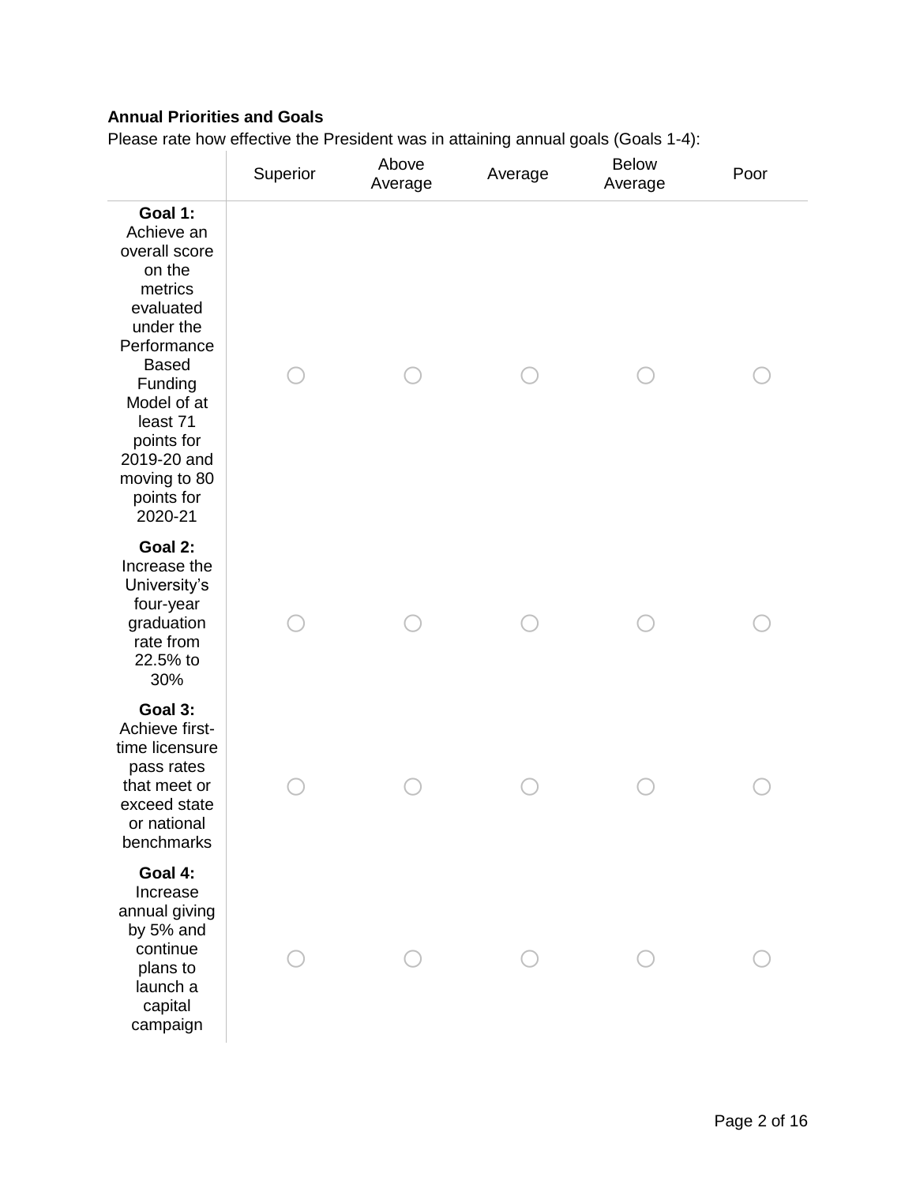**Annual Priorities and Goals**

Please rate how effective the President was in attaining annual goals (Goals 1-4):

| | Superior | Above Average | Average | Below Average | Poor |
|---|---|---|---|---|---|
| **Goal 1:** Achieve an overall score on the metrics evaluated under the Performance Based Funding Model of at least 71 points for 2019-20 and moving to 80 points for 2020-21 | ○ | ○ | ○ | ○ | ○ |
| **Goal 2:** Increase the University's four-year graduation rate from 22.5% to 30% | ○ | ○ | ○ | ○ | ○ |
| **Goal 3:** Achieve first-time licensure pass rates that meet or exceed state or national benchmarks | ○ | ○ | ○ | ○ | ○ |
| **Goal 4:** Increase annual giving by 5% and continue plans to launch a capital campaign | ○ | ○ | ○ | ○ | ○ |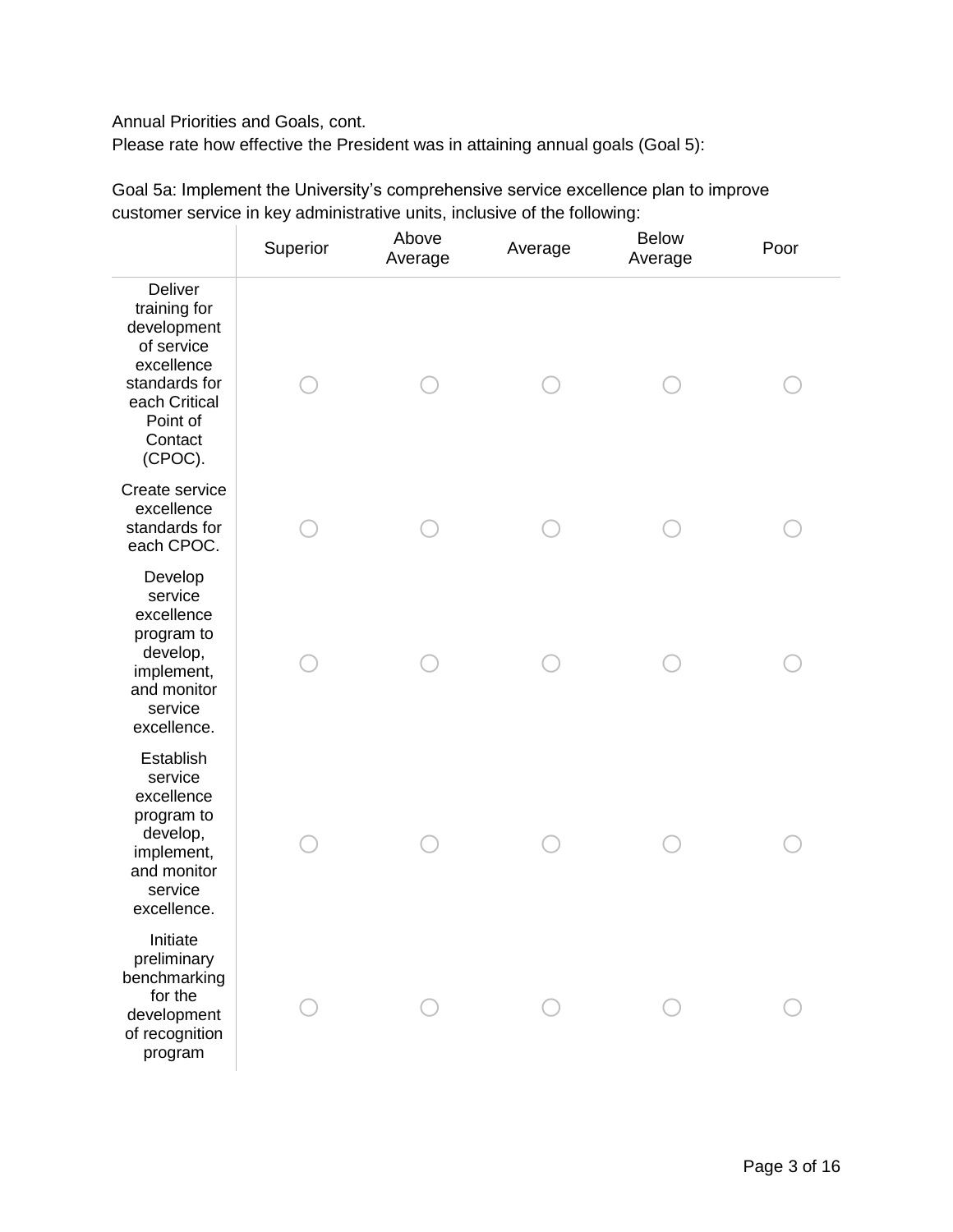Annual Priorities and Goals, cont.
Please rate how effective the President was in attaining annual goals (Goal 5):

Goal 5a: Implement the University's comprehensive service excellence plan to improve customer service in key administrative units, inclusive of the following:

| | Superior | Above Average | Average | Below Average | Poor |
|---|---|---|---|---|---|
| Deliver training for development of service excellence standards for each Critical Point of Contact (CPOC). | ○ | ○ | ○ | ○ | ○ |
| Create service excellence standards for each CPOC. | ○ | ○ | ○ | ○ | ○ |
| Develop service excellence program to develop, implement, and monitor service excellence. | ○ | ○ | ○ | ○ | ○ |
| Establish service excellence program to develop, implement, and monitor service excellence. | ○ | ○ | ○ | ○ | ○ |
| Initiate preliminary benchmarking for the development of recognition program | ○ | ○ | ○ | ○ | ○ |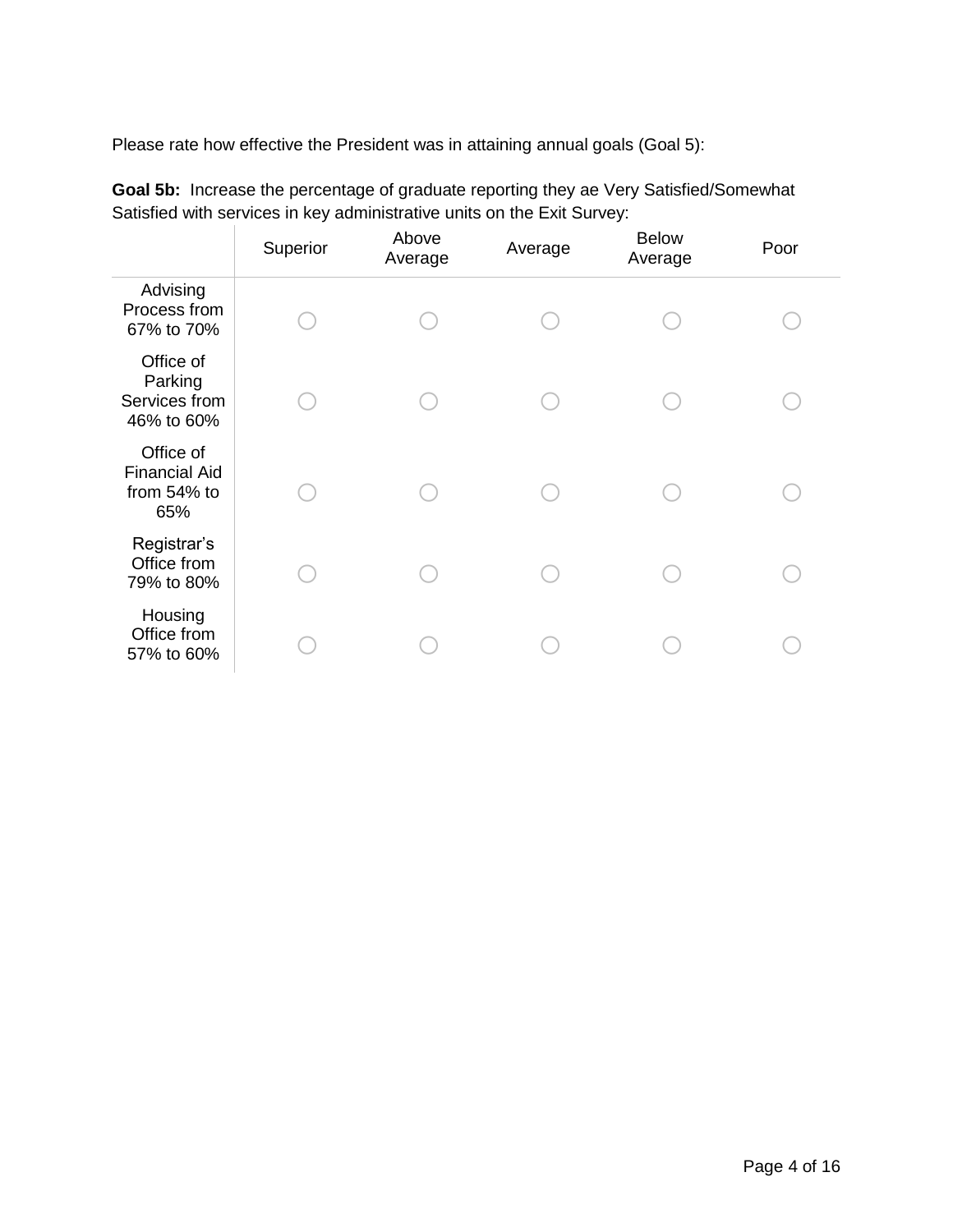Please rate how effective the President was in attaining annual goals (Goal 5):

**Goal 5b:** Increase the percentage of graduate reporting they ae Very Satisfied/Somewhat Satisfied with services in key administrative units on the Exit Survey:

| | Superior | Above Average | Average | Below Average | Poor |
|---|---|---|---|---|---|
| Advising Process from 67% to 70% | ○ | ○ | ○ | ○ | ○ |
| Office of Parking Services from 46% to 60% | ○ | ○ | ○ | ○ | ○ |
| Office of Financial Aid from 54% to 65% | ○ | ○ | ○ | ○ | ○ |
| Registrar's Office from 79% to 80% | ○ | ○ | ○ | ○ | ○ |
| Housing Office from 57% to 60% | ○ | ○ | ○ | ○ | ○ |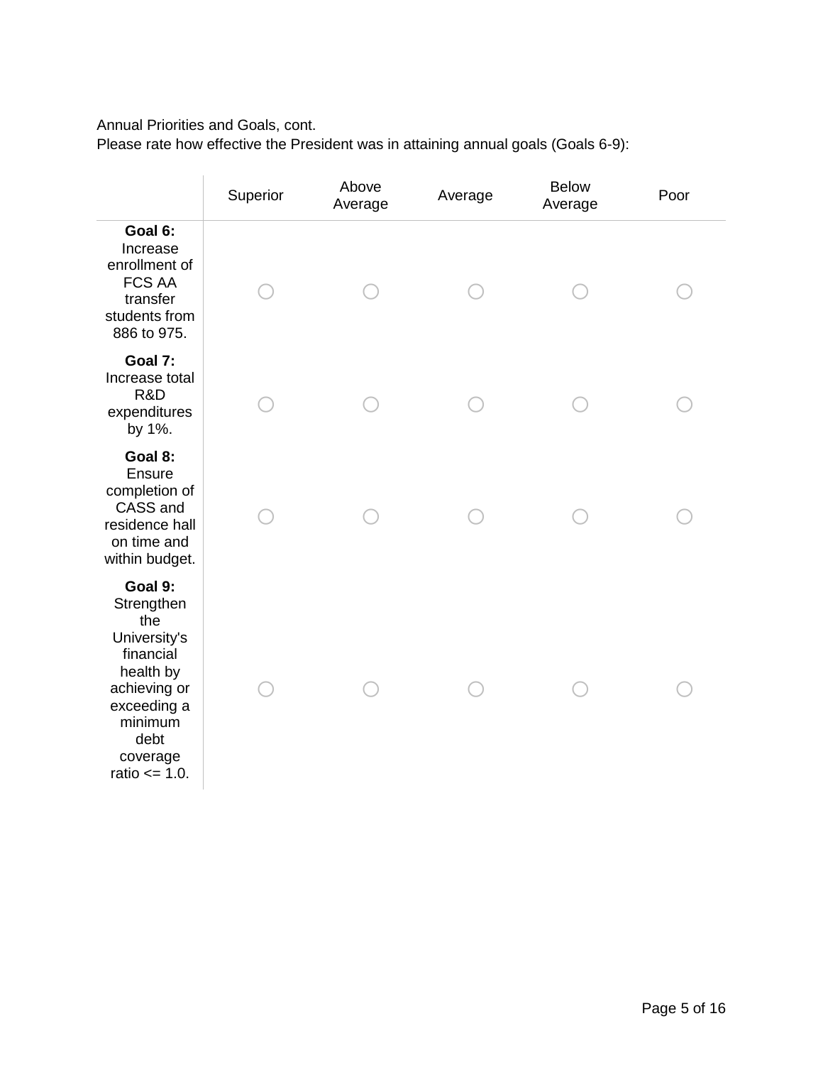Annual Priorities and Goals, cont.
Please rate how effective the President was in attaining annual goals (Goals 6-9):

| | Superior | Above Average | Average | Below Average | Poor |
|---|---|---|---|---|---|
| **Goal 6:** Increase enrollment of FCS AA transfer students from 886 to 975. | ○ | ○ | ○ | ○ | ○ |
| **Goal 7:** Increase total R&D expenditures by 1%. | ○ | ○ | ○ | ○ | ○ |
| **Goal 8:** Ensure completion of CASS and residence hall on time and within budget. | ○ | ○ | ○ | ○ | ○ |
| **Goal 9:** Strengthen the University's financial health by achieving or exceeding a minimum debt coverage ratio <= 1.0. | ○ | ○ | ○ | ○ | ○ |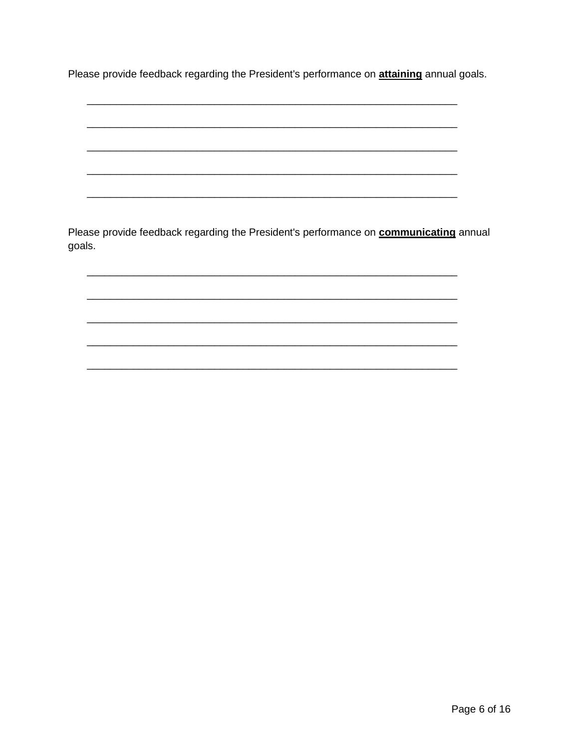Please provide feedback regarding the President's performance on **attaining** annual goals.

_____________________________________________________________________

_____________________________________________________________________

_____________________________________________________________________

_____________________________________________________________________

_____________________________________________________________________

Please provide feedback regarding the President's performance on **communicating** annual goals.

_____________________________________________________________________

_____________________________________________________________________

_____________________________________________________________________

_____________________________________________________________________

_____________________________________________________________________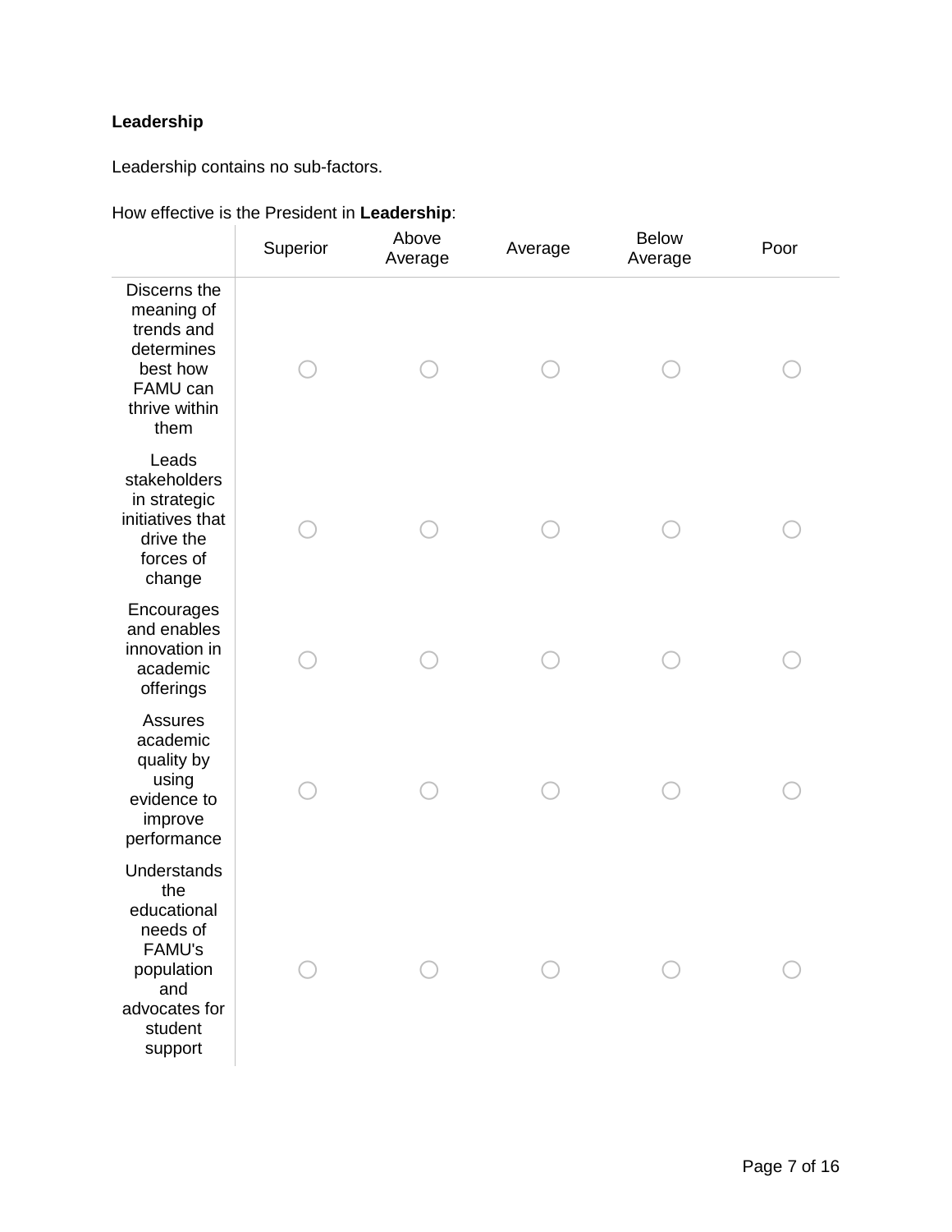**Leadership**

Leadership contains no sub-factors.

How effective is the President in **Leadership**:

| | Superior | Above Average | Average | Below Average | Poor |
|---|---|---|---|---|---|
| Discerns the meaning of trends and determines best how FAMU can thrive within them | ○ | ○ | ○ | ○ | ○ |
| Leads stakeholders in strategic initiatives that drive the forces of change | ○ | ○ | ○ | ○ | ○ |
| Encourages and enables innovation in academic offerings | ○ | ○ | ○ | ○ | ○ |
| Assures academic quality by using evidence to improve performance | ○ | ○ | ○ | ○ | ○ |
| Understands the educational needs of FAMU's population and advocates for student support | ○ | ○ | ○ | ○ | ○ |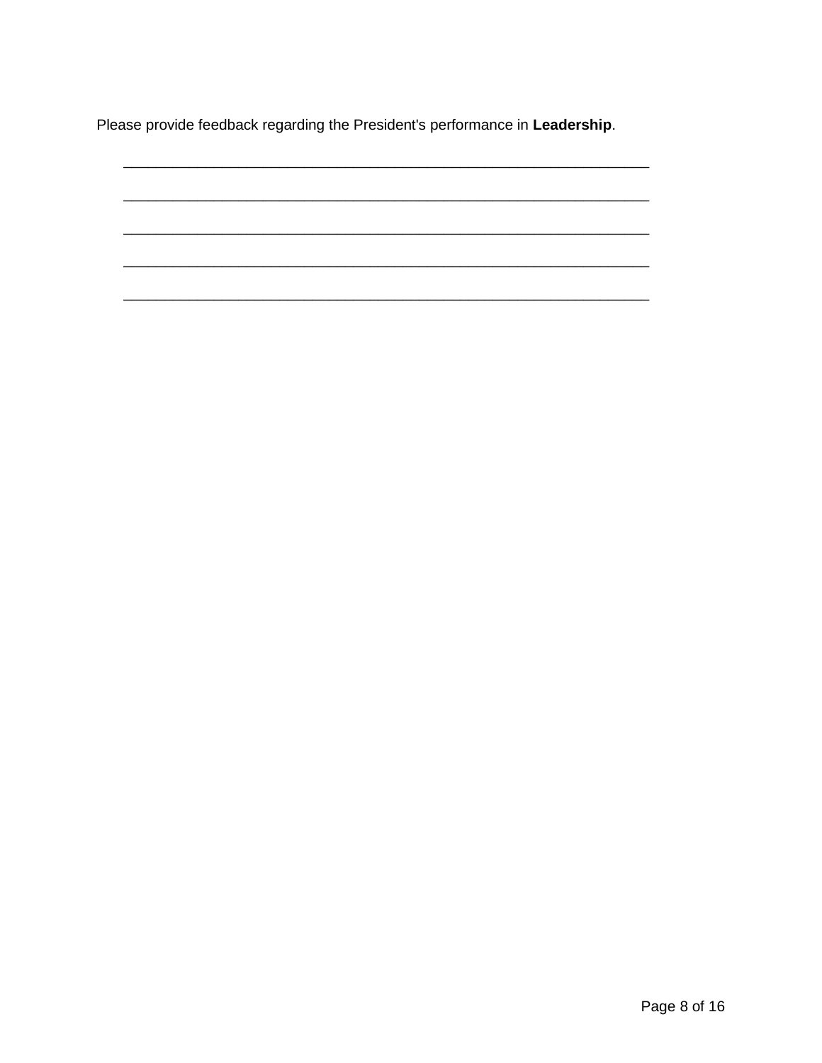Please provide feedback regarding the President's performance in **Leadership**.

\_\_\_\_\_\_\_\_\_\_\_\_\_\_\_\_\_\_\_\_\_\_\_\_\_\_\_\_\_\_\_\_\_\_\_\_\_\_\_\_\_\_\_\_\_\_\_\_\_\_\_\_\_\_\_\_\_\_\_\_\_\_\_\_

\_\_\_\_\_\_\_\_\_\_\_\_\_\_\_\_\_\_\_\_\_\_\_\_\_\_\_\_\_\_\_\_\_\_\_\_\_\_\_\_\_\_\_\_\_\_\_\_\_\_\_\_\_\_\_\_\_\_\_\_\_\_\_\_

\_\_\_\_\_\_\_\_\_\_\_\_\_\_\_\_\_\_\_\_\_\_\_\_\_\_\_\_\_\_\_\_\_\_\_\_\_\_\_\_\_\_\_\_\_\_\_\_\_\_\_\_\_\_\_\_\_\_\_\_\_\_\_\_

\_\_\_\_\_\_\_\_\_\_\_\_\_\_\_\_\_\_\_\_\_\_\_\_\_\_\_\_\_\_\_\_\_\_\_\_\_\_\_\_\_\_\_\_\_\_\_\_\_\_\_\_\_\_\_\_\_\_\_\_\_\_\_\_

\_\_\_\_\_\_\_\_\_\_\_\_\_\_\_\_\_\_\_\_\_\_\_\_\_\_\_\_\_\_\_\_\_\_\_\_\_\_\_\_\_\_\_\_\_\_\_\_\_\_\_\_\_\_\_\_\_\_\_\_\_\_\_\_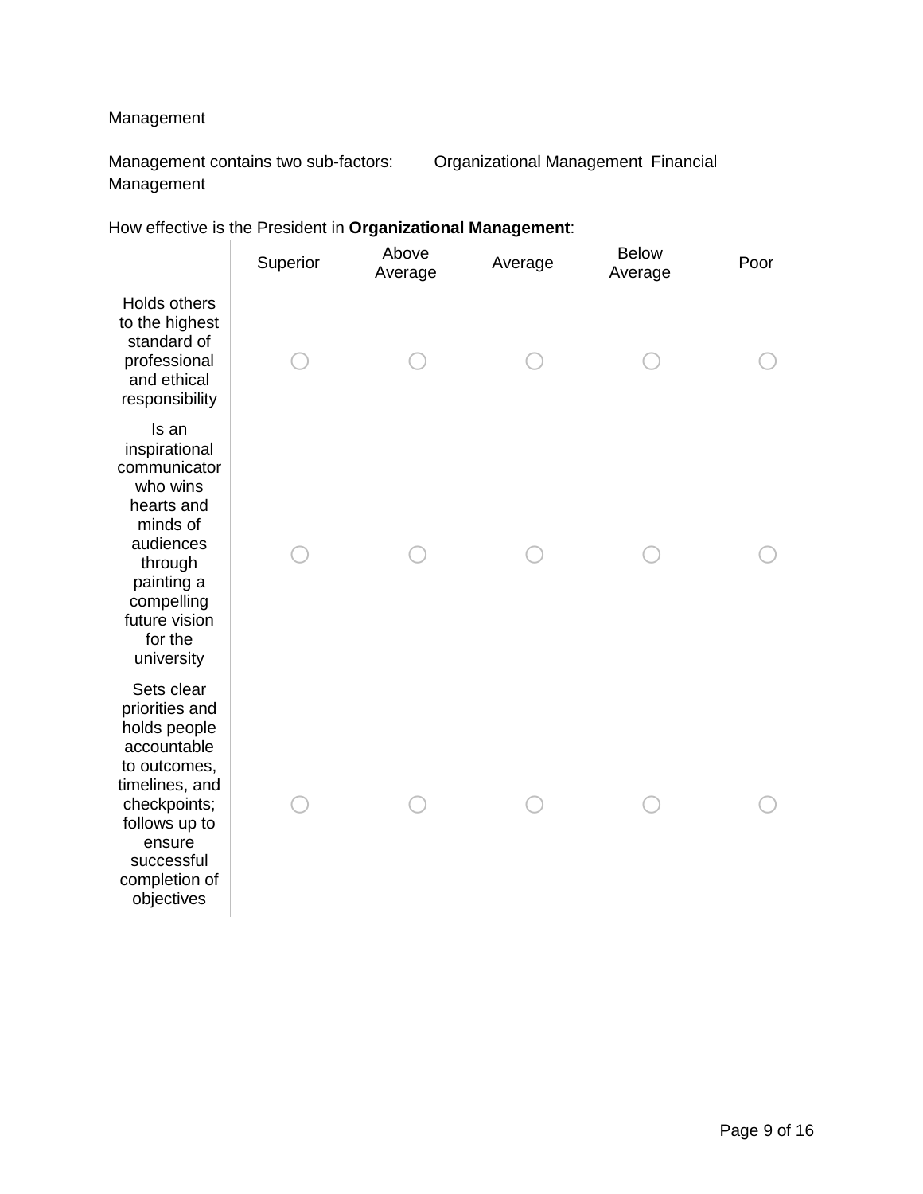Management

Management contains two sub-factors: Organizational Management Financial Management

How effective is the President in **Organizational Management**:

| | Superior | Above Average | Average | Below Average | Poor |
|---|---|---|---|---|---|
| Holds others to the highest standard of professional and ethical responsibility | ○ | ○ | ○ | ○ | ○ |
| Is an inspirational communicator who wins hearts and minds of audiences through painting a compelling future vision for the university | ○ | ○ | ○ | ○ | ○ |
| Sets clear priorities and holds people accountable to outcomes, timelines, and checkpoints; follows up to ensure successful completion of objectives | ○ | ○ | ○ | ○ | ○ |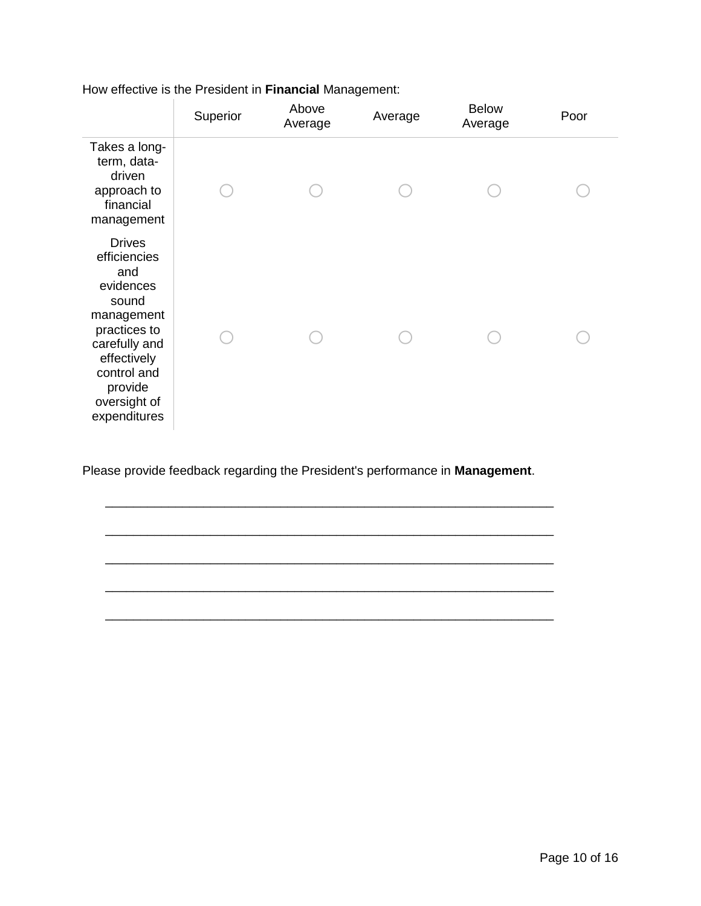How effective is the President in **Financial** Management:

| | Superior | Above Average | Average | Below Average | Poor |
|---|---|---|---|---|---|
| Takes a long-term, data-driven approach to financial management | ○ | ○ | ○ | ○ | ○ |
| Drives efficiencies and evidences sound management practices to carefully and effectively control and provide oversight of expenditures | ○ | ○ | ○ | ○ | ○ |

Please provide feedback regarding the President's performance in **Management**.

________________________________________________________________

________________________________________________________________

________________________________________________________________

________________________________________________________________

________________________________________________________________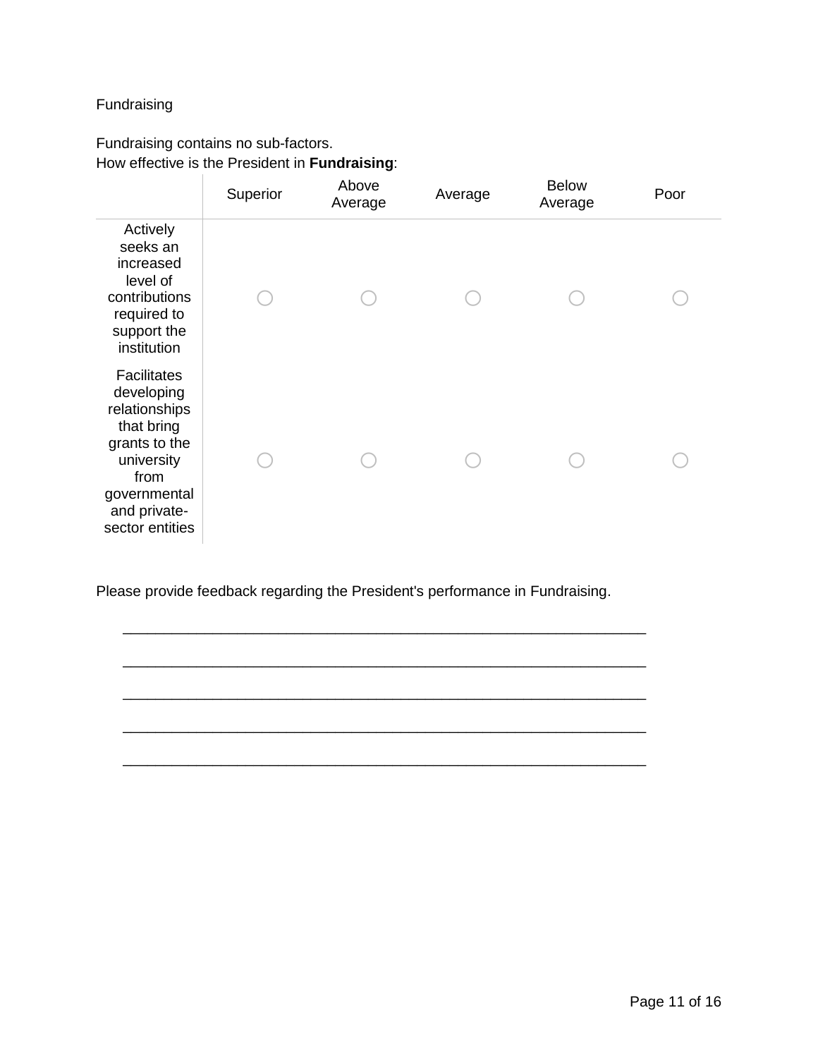Fundraising

Fundraising contains no sub-factors.
How effective is the President in **Fundraising**:

| | Superior | Above Average | Average | Below Average | Poor |
|---|---|---|---|---|---|
| Actively seeks an increased level of contributions required to support the institution | ○ | ○ | ○ | ○ | ○ |
| Facilitates developing relationships that bring grants to the university from governmental and private-sector entities | ○ | ○ | ○ | ○ | ○ |

Please provide feedback regarding the President's performance in Fundraising.

________________________________________________________________

________________________________________________________________

________________________________________________________________

________________________________________________________________

________________________________________________________________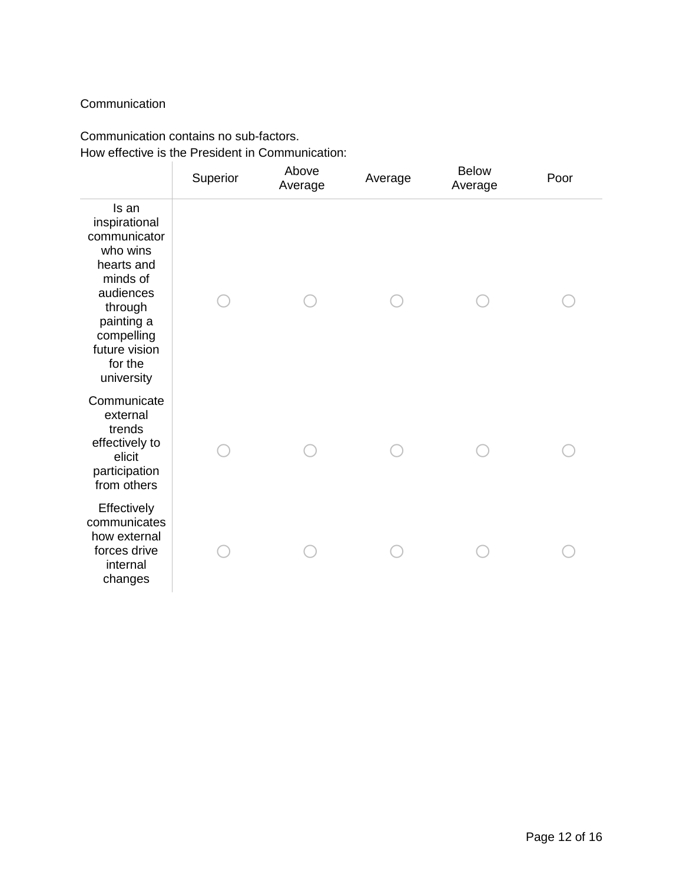Communication

Communication contains no sub-factors.
How effective is the President in Communication:

| | Superior | Above Average | Average | Below Average | Poor |
|---|---|---|---|---|---|
| Is an inspirational communicator who wins hearts and minds of audiences through painting a compelling future vision for the university | ○ | ○ | ○ | ○ | ○ |
| Communicate external trends effectively to elicit participation from others | ○ | ○ | ○ | ○ | ○ |
| Effectively communicates how external forces drive internal changes | ○ | ○ | ○ | ○ | ○ |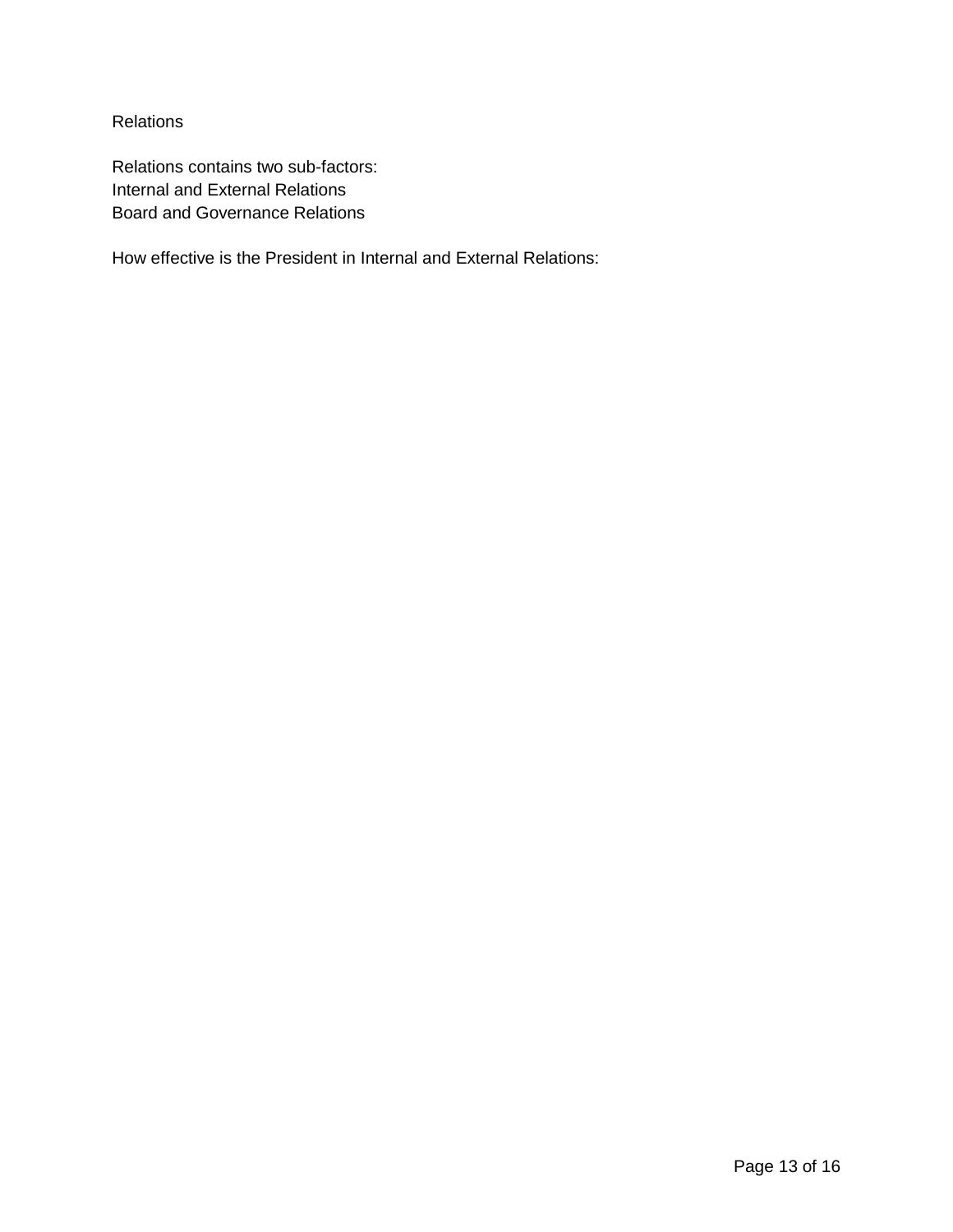## Relations

Relations contains two sub-factors:
Internal and External Relations
Board and Governance Relations

How effective is the President in Internal and External Relations: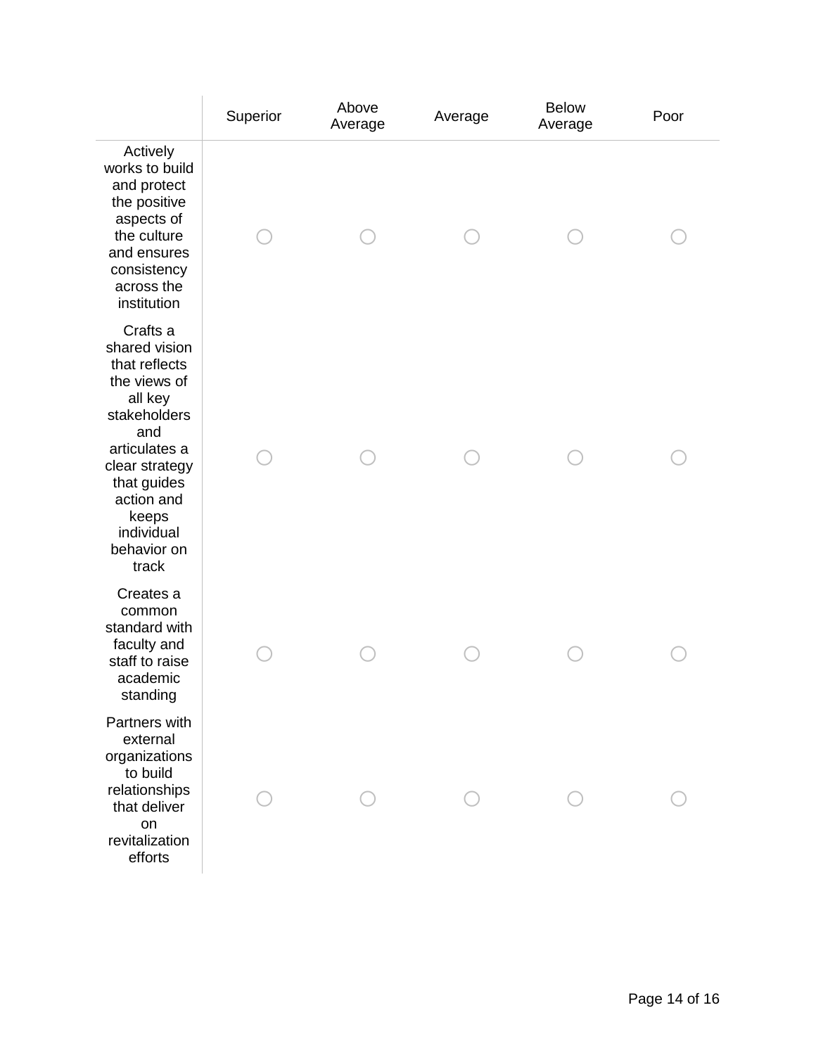| | Superior | Above Average | Average | Below Average | Poor |
|---|---|---|---|---|---|
| Actively works to build and protect the positive aspects of the culture and ensures consistency across the institution | ○ | ○ | ○ | ○ | ○ |
| Crafts a shared vision that reflects the views of all key stakeholders and articulates a clear strategy that guides action and keeps individual behavior on track | ○ | ○ | ○ | ○ | ○ |
| Creates a common standard with faculty and staff to raise academic standing | ○ | ○ | ○ | ○ | ○ |
| Partners with external organizations to build relationships that deliver on revitalization efforts | ○ | ○ | ○ | ○ | ○ |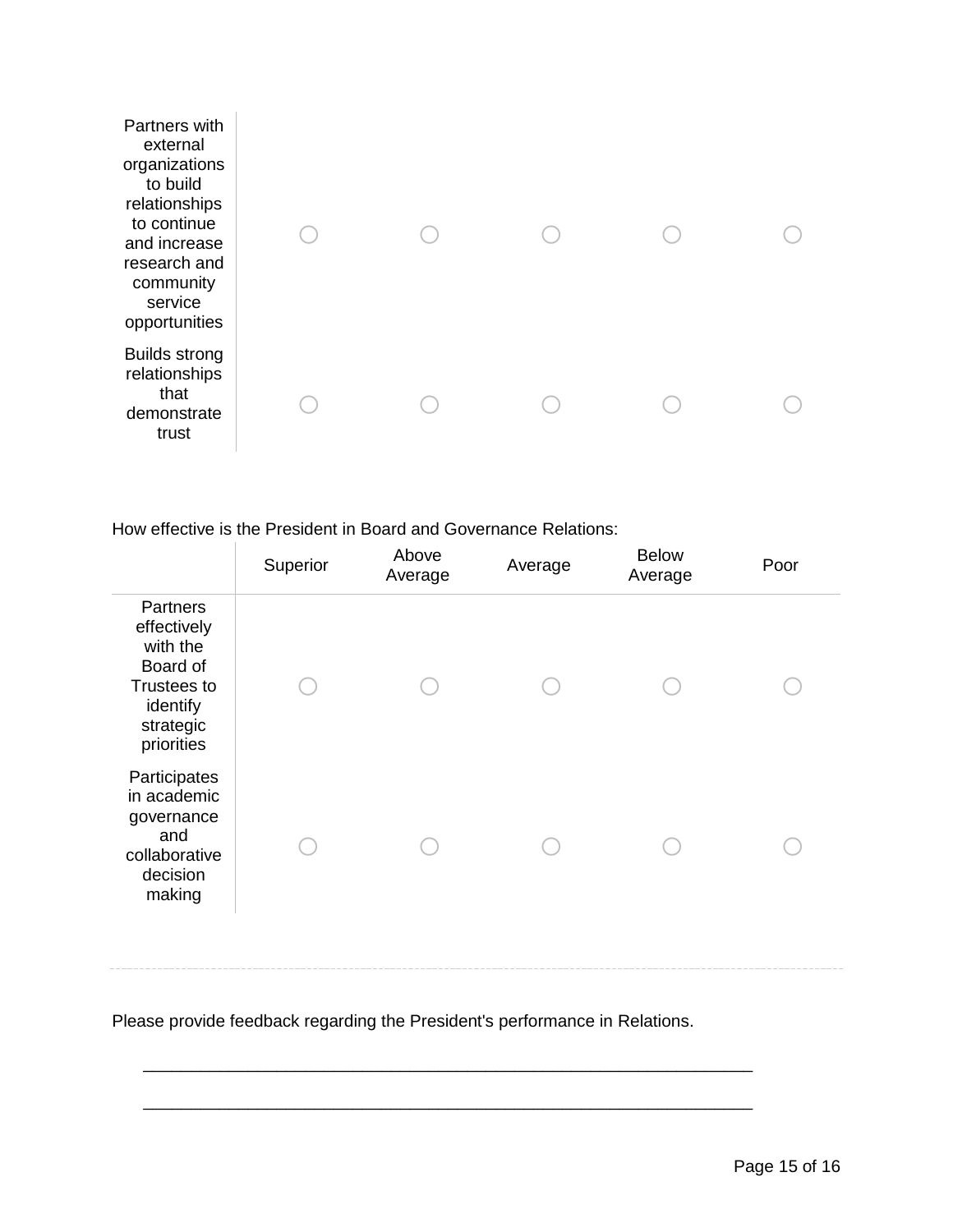| | | | | | |
|---|---|---|---|---|---|
| Partners with external organizations to build relationships to continue and increase research and community service opportunities | ◯ | ◯ | ◯ | ◯ | ◯ |
| Builds strong relationships that demonstrate trust | ◯ | ◯ | ◯ | ◯ | ◯ |

How effective is the President in Board and Governance Relations:

| | Superior | Above Average | Average | Below Average | Poor |
|---|---|---|---|---|---|
| Partners effectively with the Board of Trustees to identify strategic priorities | ◯ | ◯ | ◯ | ◯ | ◯ |
| Participates in academic governance and collaborative decision making | ◯ | ◯ | ◯ | ◯ | ◯ |

---

Please provide feedback regarding the President's performance in Relations.

________________________________________________________________

________________________________________________________________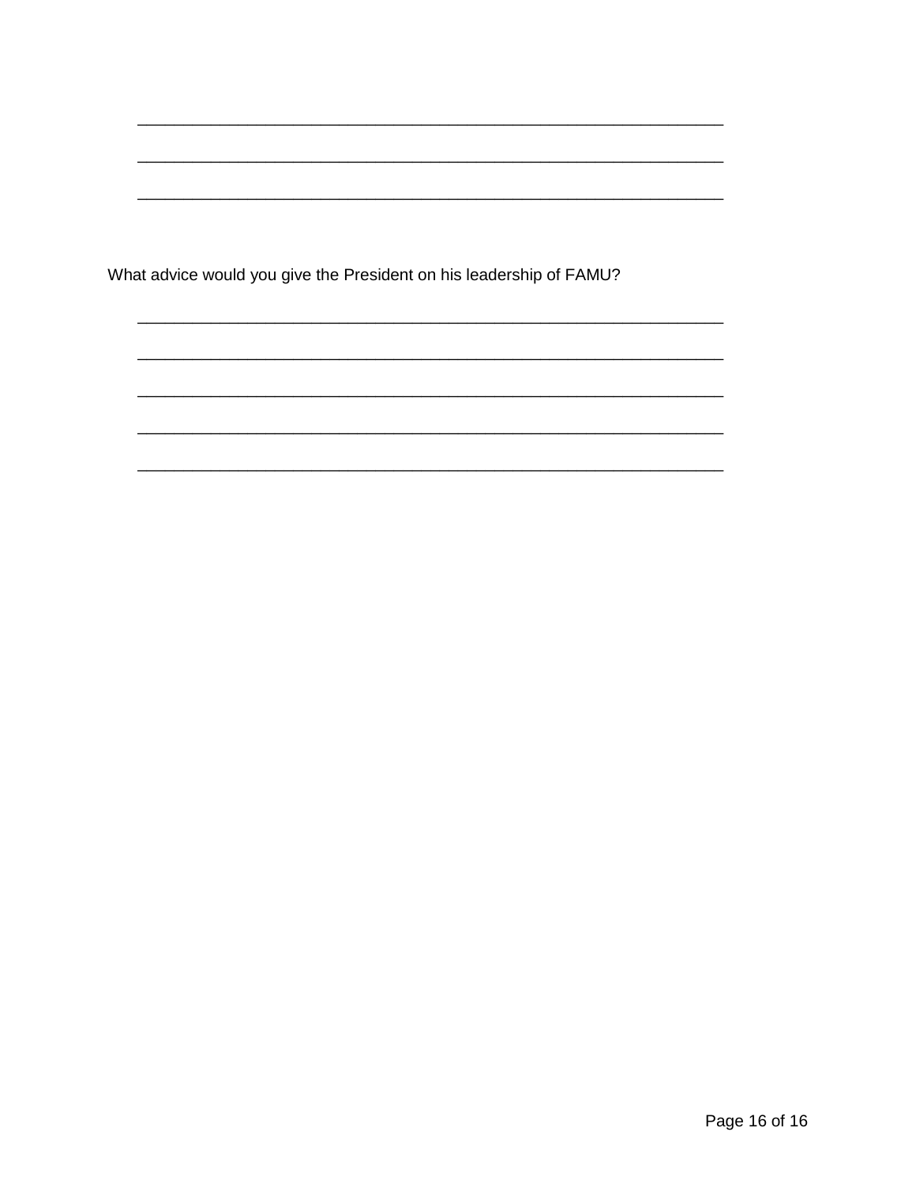\_\_\_\_\_\_\_\_\_\_\_\_\_\_\_\_\_\_\_\_\_\_\_\_\_\_\_\_\_\_\_\_\_\_\_\_\_\_\_\_\_\_\_\_\_\_\_\_\_\_\_\_\_\_\_\_\_\_\_\_\_\_\_\_

\_\_\_\_\_\_\_\_\_\_\_\_\_\_\_\_\_\_\_\_\_\_\_\_\_\_\_\_\_\_\_\_\_\_\_\_\_\_\_\_\_\_\_\_\_\_\_\_\_\_\_\_\_\_\_\_\_\_\_\_\_\_\_\_

\_\_\_\_\_\_\_\_\_\_\_\_\_\_\_\_\_\_\_\_\_\_\_\_\_\_\_\_\_\_\_\_\_\_\_\_\_\_\_\_\_\_\_\_\_\_\_\_\_\_\_\_\_\_\_\_\_\_\_\_\_\_\_\_

What advice would you give the President on his leadership of FAMU?

\_\_\_\_\_\_\_\_\_\_\_\_\_\_\_\_\_\_\_\_\_\_\_\_\_\_\_\_\_\_\_\_\_\_\_\_\_\_\_\_\_\_\_\_\_\_\_\_\_\_\_\_\_\_\_\_\_\_\_\_\_\_\_\_

\_\_\_\_\_\_\_\_\_\_\_\_\_\_\_\_\_\_\_\_\_\_\_\_\_\_\_\_\_\_\_\_\_\_\_\_\_\_\_\_\_\_\_\_\_\_\_\_\_\_\_\_\_\_\_\_\_\_\_\_\_\_\_\_

\_\_\_\_\_\_\_\_\_\_\_\_\_\_\_\_\_\_\_\_\_\_\_\_\_\_\_\_\_\_\_\_\_\_\_\_\_\_\_\_\_\_\_\_\_\_\_\_\_\_\_\_\_\_\_\_\_\_\_\_\_\_\_\_

\_\_\_\_\_\_\_\_\_\_\_\_\_\_\_\_\_\_\_\_\_\_\_\_\_\_\_\_\_\_\_\_\_\_\_\_\_\_\_\_\_\_\_\_\_\_\_\_\_\_\_\_\_\_\_\_\_\_\_\_\_\_\_\_

\_\_\_\_\_\_\_\_\_\_\_\_\_\_\_\_\_\_\_\_\_\_\_\_\_\_\_\_\_\_\_\_\_\_\_\_\_\_\_\_\_\_\_\_\_\_\_\_\_\_\_\_\_\_\_\_\_\_\_\_\_\_\_\_